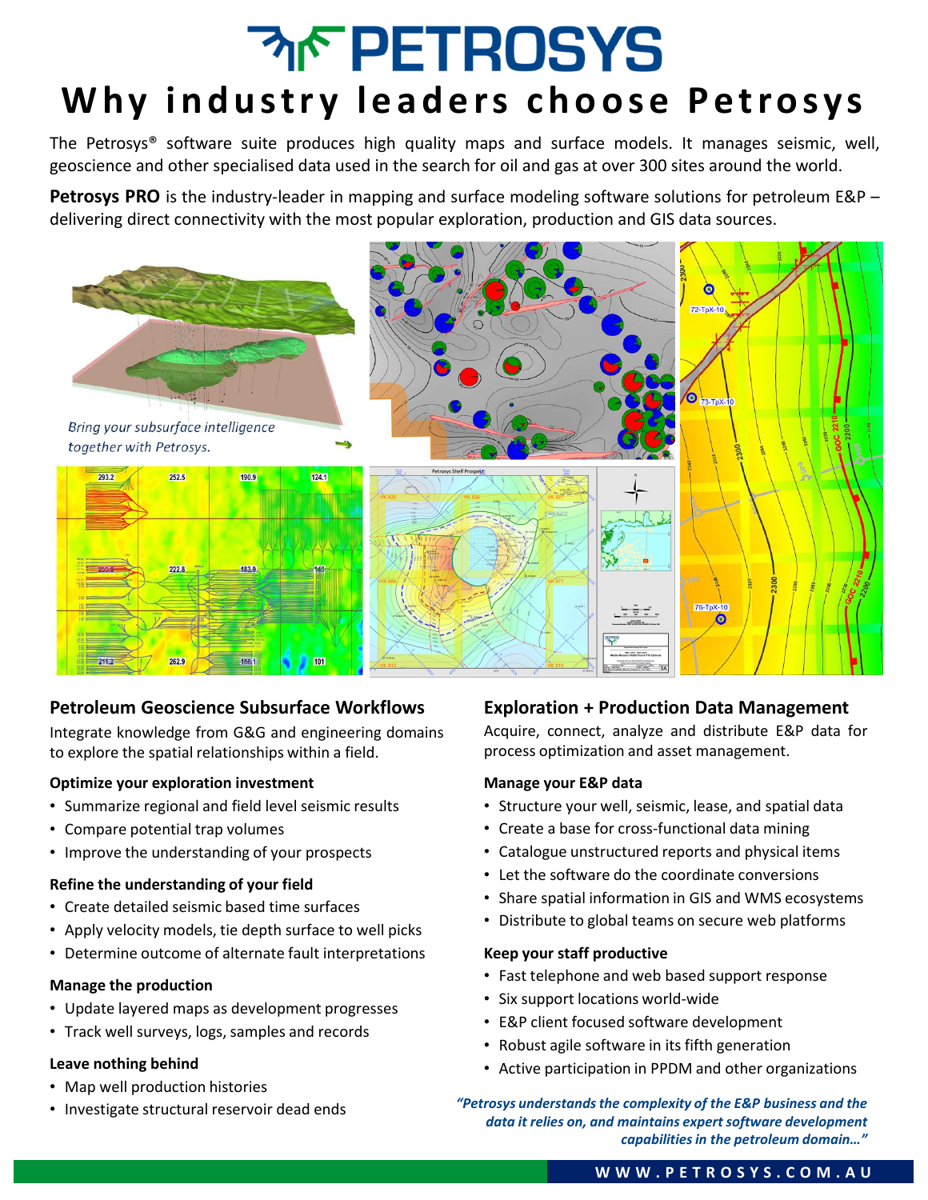# PETROSYS

# Why industry leaders choose Petrosys

The Petrosys® software suite produces high quality maps and surface models. It manages seismic, well, geoscience and other specialised data used in the search for oil and gas at over 300 sites around the world.

**Petrosys PRO** is the industry-leader in mapping and surface modeling software solutions for petroleum E&P – delivering direct connectivity with the most popular exploration, production and GIS data sources.

*Bring your subsurface intelligence together with Petrosys.*

## Petroleum Geoscience Subsurface Workflows

Integrate knowledge from G&G and engineering domains to explore the spatial relationships within a field.

### Optimize your exploration investment

- Summarize regional and field level seismic results
- Compare potential trap volumes
- Improve the understanding of your prospects

### Refine the understanding of your field

- Create detailed seismic based time surfaces
- Apply velocity models, tie depth surface to well picks
- Determine outcome of alternate fault interpretations

### Manage the production

- Update layered maps as development progresses
- Track well surveys, logs, samples and records

### Leave nothing behind

- Map well production histories
- Investigate structural reservoir dead ends

## Exploration + Production Data Management

Acquire, connect, analyze and distribute E&P data for process optimization and asset management.

### Manage your E&P data

- Structure your well, seismic, lease, and spatial data
- Create a base for cross-functional data mining
- Catalogue unstructured reports and physical items
- Let the software do the coordinate conversions
- Share spatial information in GIS and WMS ecosystems
- Distribute to global teams on secure web platforms

### Keep your staff productive

- Fast telephone and web based support response
- Six support locations world-wide
- E&P client focused software development
- Robust agile software in its fifth generation
- Active participation in PPDM and other organizations

*"Petrosys understands the complexity of the E&P business and the data it relies on, and maintains expert software development capabilities in the petroleum domain…"*

WWW.PETROSYS.COM.AU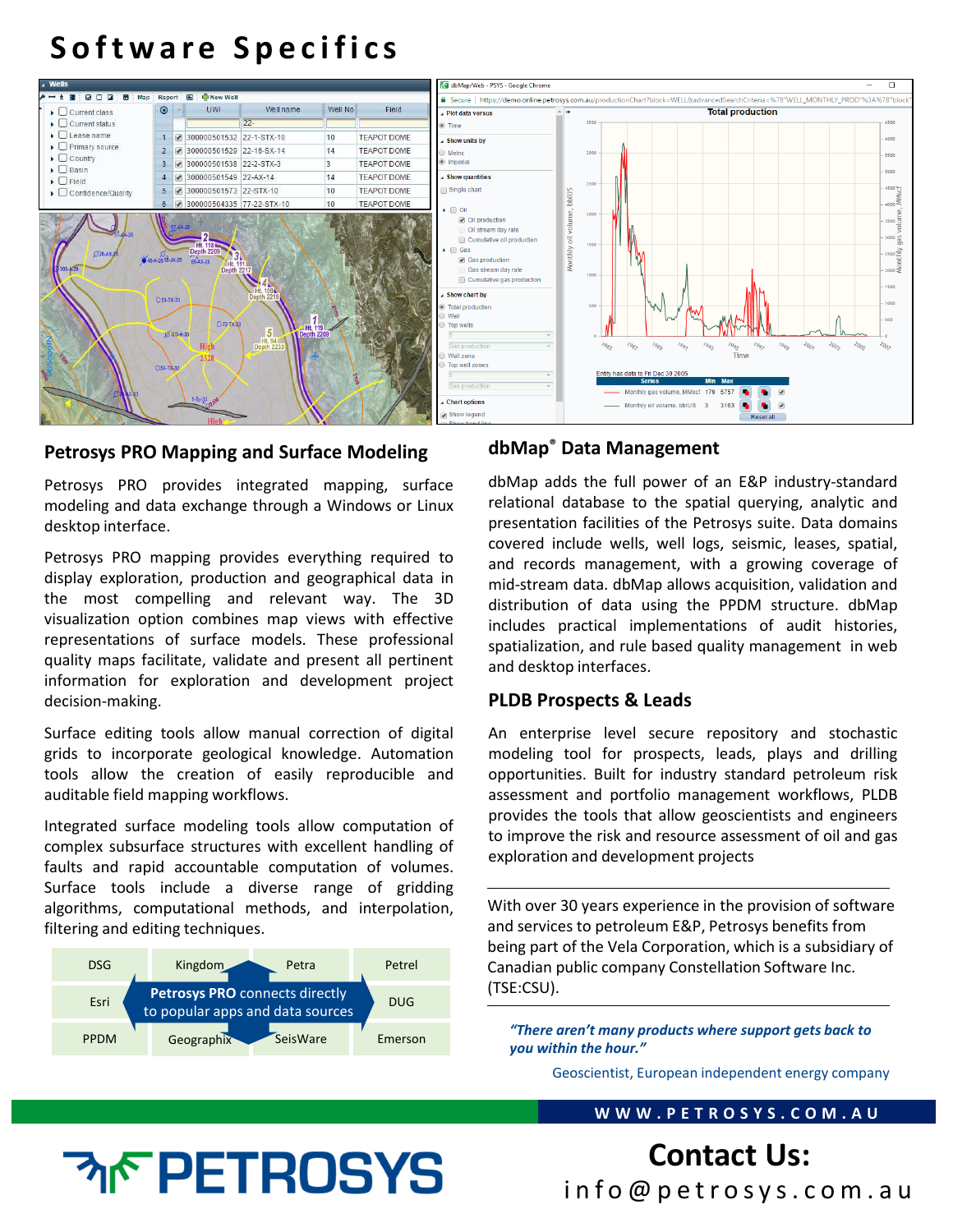# Software Specifics

## Petrosys PRO Mapping and Surface Modeling

Petrosys PRO provides integrated mapping, surface modeling and data exchange through a Windows or Linux desktop interface.

Petrosys PRO mapping provides everything required to display exploration, production and geographical data in the most compelling and relevant way. The 3D visualization option combines map views with effective representations of surface models. These professional quality maps facilitate, validate and present all pertinent information for exploration and development project decision-making.

Surface editing tools allow manual correction of digital grids to incorporate geological knowledge. Automation tools allow the creation of easily reproducible and auditable field mapping workflows.

Integrated surface modeling tools allow computation of complex subsurface structures with excellent handling of faults and rapid accountable computation of volumes. Surface tools include a diverse range of gridding algorithms, computational methods, and interpolation, filtering and editing techniques.

DSG
Kingdom
Petra
Petrel
Esri
**Petrosys PRO** connects directly to popular apps and data sources
DUG
PPDM
Geographix
SeisWare
Emerson

## dbMap® Data Management

dbMap adds the full power of an E&P industry-standard relational database to the spatial querying, analytic and presentation facilities of the Petrosys suite. Data domains covered include wells, well logs, seismic, leases, spatial, and records management, with a growing coverage of mid-stream data. dbMap allows acquisition, validation and distribution of data using the PPDM structure. dbMap includes practical implementations of audit histories, spatialization, and rule based quality management in web and desktop interfaces.

## PLDB Prospects & Leads

An enterprise level secure repository and stochastic modeling tool for prospects, leads, plays and drilling opportunities. Built for industry standard petroleum risk assessment and portfolio management workflows, PLDB provides the tools that allow geoscientists and engineers to improve the risk and resource assessment of oil and gas exploration and development projects

---

With over 30 years experience in the provision of software and services to petroleum E&P, Petrosys benefits from being part of the Vela Corporation, which is a subsidiary of Canadian public company Constellation Software Inc. (TSE:CSU).

---

*"There aren't many products where support gets back to you within the hour."*

Geoscientist, European independent energy company

WWW.PETROSYS.COM.AU

PETROSYS

**Contact Us:**
info@petrosys.com.au